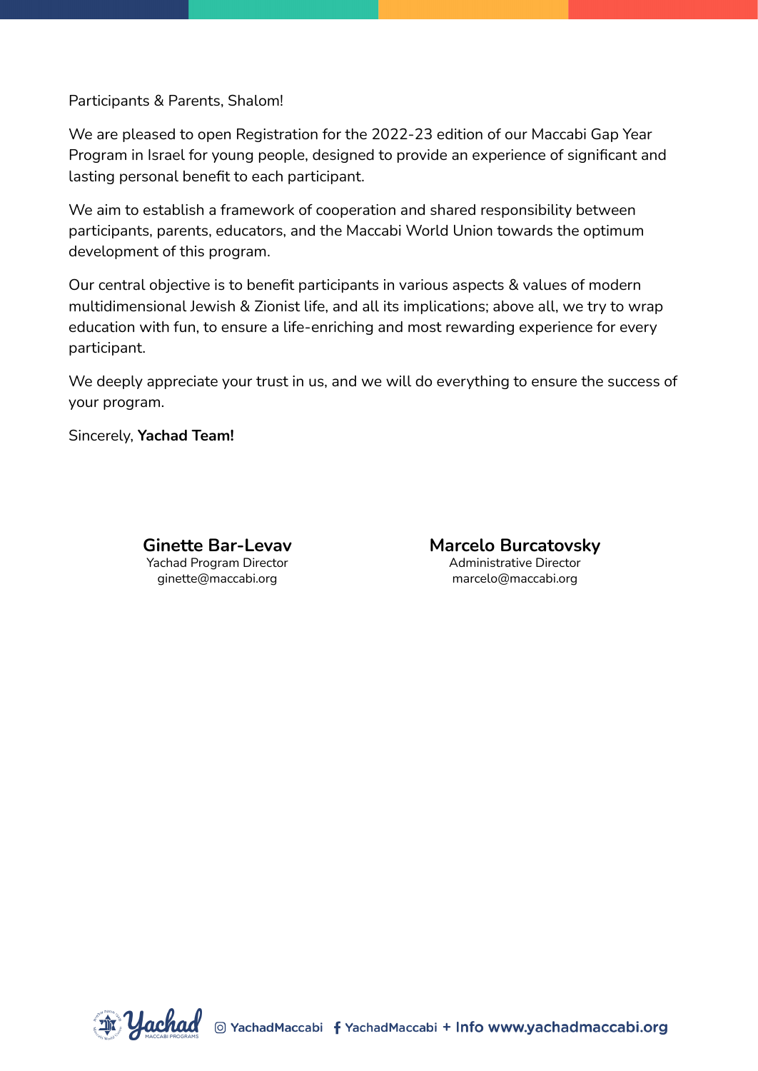Participants & Parents, Shalom!

We are pleased to open Registration for the 2022-23 edition of our Maccabi Gap Year Program in Israel for young people, designed to provide an experience of significant and lasting personal benefit to each participant.

We aim to establish a framework of cooperation and shared responsibility between participants, parents, educators, and the Maccabi World Union towards the optimum development of this program.

Our central objective is to benefit participants in various aspects & values of modern multidimensional Jewish & Zionist life, and all its implications; above all, we try to wrap education with fun, to ensure a life-enriching and most rewarding experience for every participant.

We deeply appreciate your trust in us, and we will do everything to ensure the success of your program.

Sincerely, **Yachad Team!**

**Ginette Bar-Levav**
Yachad Program Director
ginette@maccabi.org

**Marcelo Burcatovsky**
Administrative Director
marcelo@maccabi.org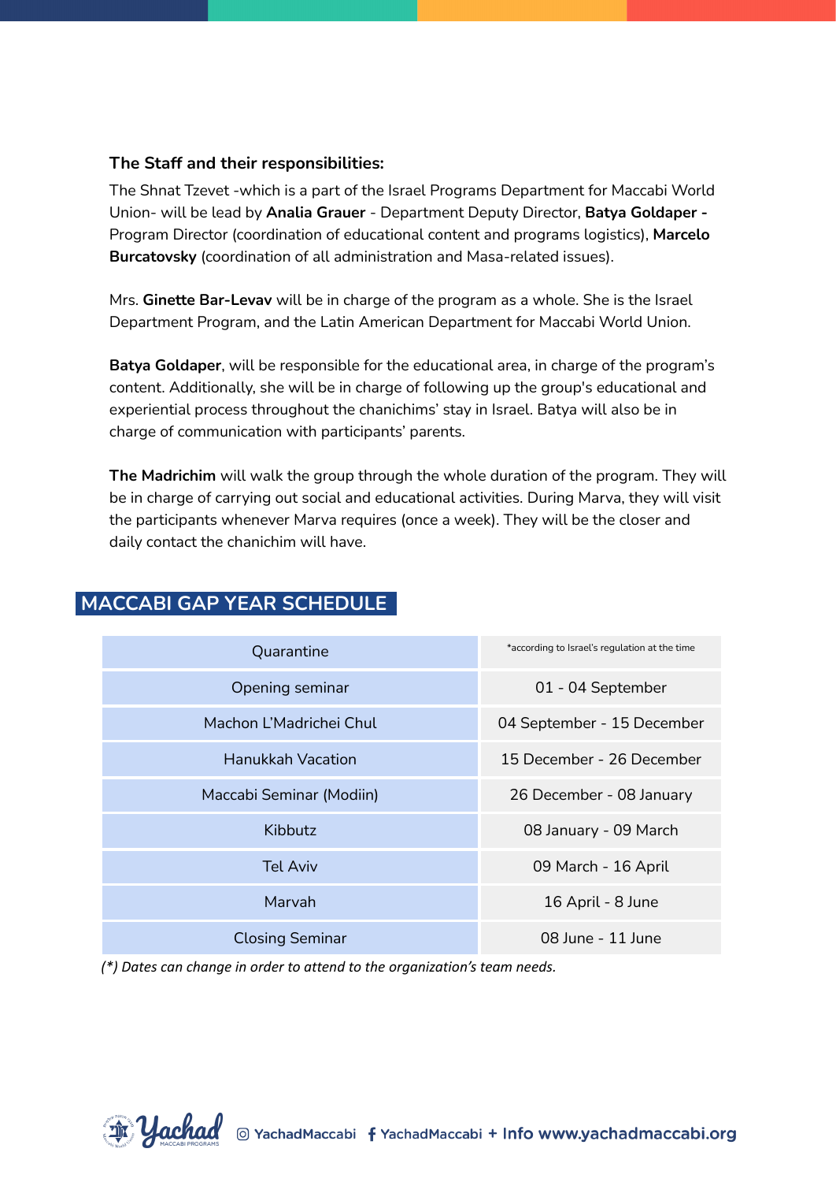**The Staff and their responsibilities:**

The Shnat Tzevet -which is a part of the Israel Programs Department for Maccabi World Union- will be lead by **Analia Grauer** - Department Deputy Director, **Batya Goldaper -** Program Director (coordination of educational content and programs logistics), **Marcelo Burcatovsky** (coordination of all administration and Masa-related issues).

Mrs. **Ginette Bar-Levav** will be in charge of the program as a whole. She is the Israel Department Program, and the Latin American Department for Maccabi World Union.

**Batya Goldaper**, will be responsible for the educational area, in charge of the program's content. Additionally, she will be in charge of following up the group's educational and experiential process throughout the chanichims' stay in Israel. Batya will also be in charge of communication with participants' parents.

**The Madrichim** will walk the group through the whole duration of the program. They will be in charge of carrying out social and educational activities. During Marva, they will visit the participants whenever Marva requires (once a week). They will be the closer and daily contact the chanichim will have.

## MACCABI GAP YEAR SCHEDULE

| | |
|---|---|
| Quarantine | *according to Israel's regulation at the time |
| Opening seminar | 01 - 04 September |
| Machon L'Madrichei Chul | 04 September - 15 December |
| Hanukkah Vacation | 15 December - 26 December |
| Maccabi Seminar (Modiin) | 26 December - 08 January |
| Kibbutz | 08 January - 09 March |
| Tel Aviv | 09 March - 16 April |
| Marvah | 16 April - 8 June |
| Closing Seminar | 08 June - 11 June |

*(*) Dates can change in order to attend to the organization's team needs.*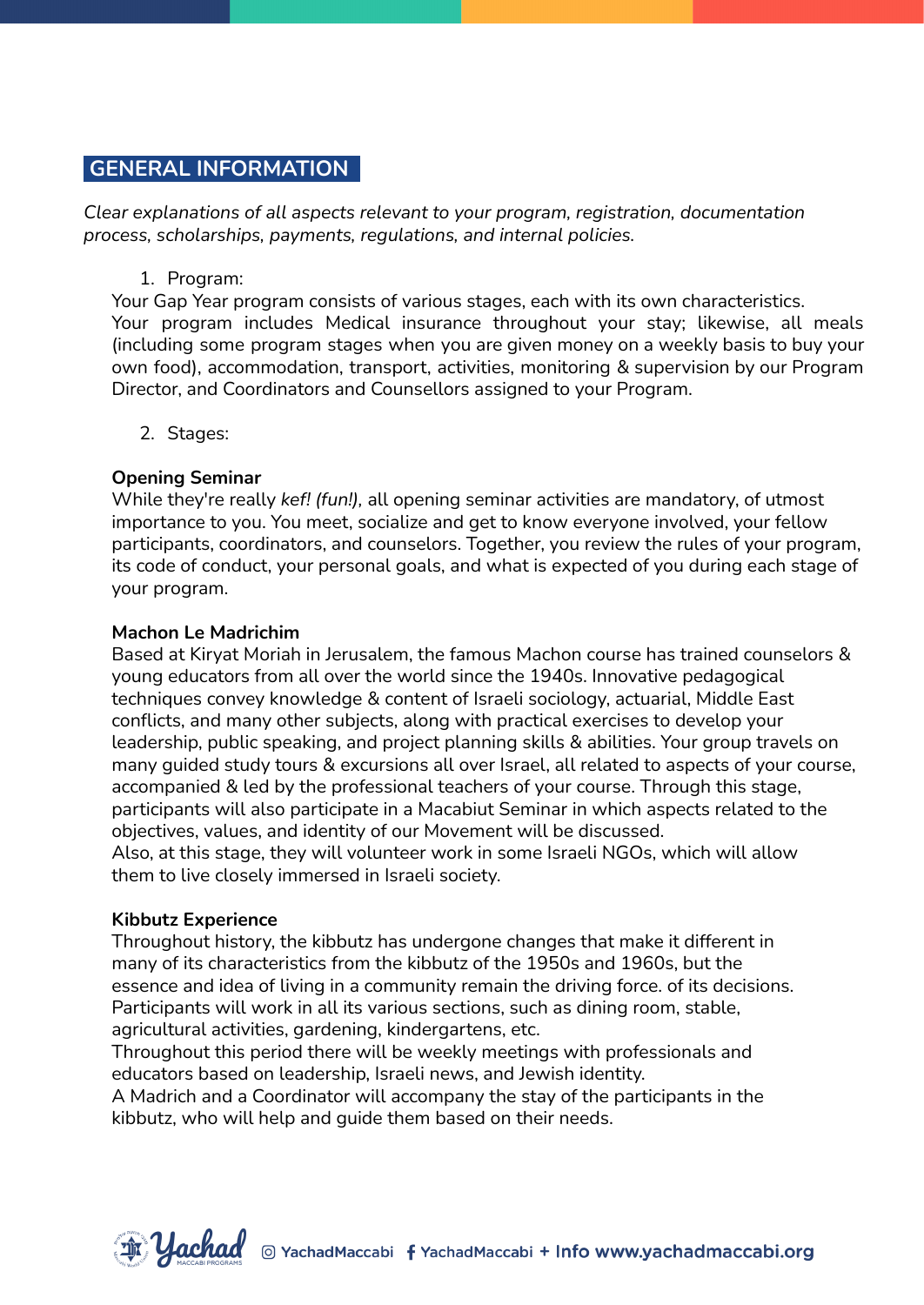## GENERAL INFORMATION

*Clear explanations of all aspects relevant to your program, registration, documentation process, scholarships, payments, regulations, and internal policies.*

1. Program:

Your Gap Year program consists of various stages, each with its own characteristics. Your program includes Medical insurance throughout your stay; likewise, all meals (including some program stages when you are given money on a weekly basis to buy your own food), accommodation, transport, activities, monitoring & supervision by our Program Director, and Coordinators and Counsellors assigned to your Program.

2. Stages:

**Opening Seminar**

While they're really *kef! (fun!)*, all opening seminar activities are mandatory, of utmost importance to you. You meet, socialize and get to know everyone involved, your fellow participants, coordinators, and counselors. Together, you review the rules of your program, its code of conduct, your personal goals, and what is expected of you during each stage of your program.

**Machon Le Madrichim**

Based at Kiryat Moriah in Jerusalem, the famous Machon course has trained counselors & young educators from all over the world since the 1940s. Innovative pedagogical techniques convey knowledge & content of Israeli sociology, actuarial, Middle East conflicts, and many other subjects, along with practical exercises to develop your leadership, public speaking, and project planning skills & abilities. Your group travels on many guided study tours & excursions all over Israel, all related to aspects of your course, accompanied & led by the professional teachers of your course. Through this stage, participants will also participate in a Macabiut Seminar in which aspects related to the objectives, values, and identity of our Movement will be discussed.
Also, at this stage, they will volunteer work in some Israeli NGOs, which will allow them to live closely immersed in Israeli society.

**Kibbutz Experience**

Throughout history, the kibbutz has undergone changes that make it different in many of its characteristics from the kibbutz of the 1950s and 1960s, but the essence and idea of living in a community remain the driving force. of its decisions. Participants will work in all its various sections, such as dining room, stable, agricultural activities, gardening, kindergartens, etc.
Throughout this period there will be weekly meetings with professionals and educators based on leadership, Israeli news, and Jewish identity.
A Madrich and a Coordinator will accompany the stay of the participants in the kibbutz, who will help and guide them based on their needs.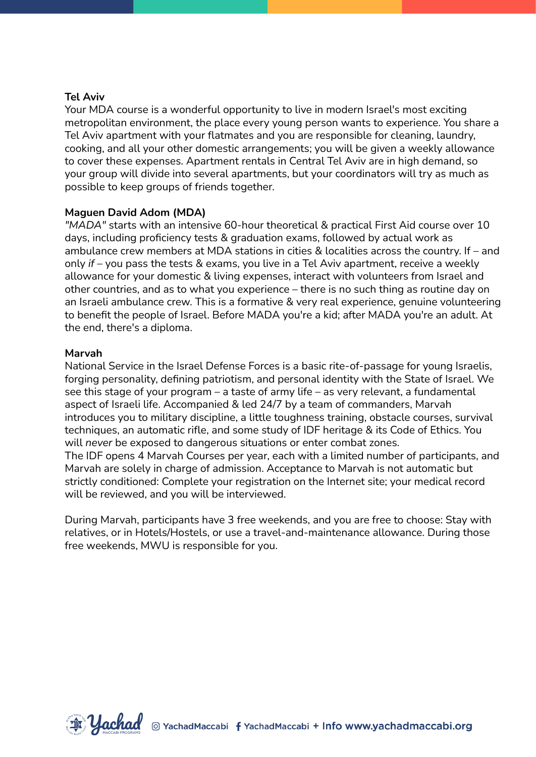**Tel Aviv**
Your MDA course is a wonderful opportunity to live in modern Israel's most exciting metropolitan environment, the place every young person wants to experience. You share a Tel Aviv apartment with your flatmates and you are responsible for cleaning, laundry, cooking, and all your other domestic arrangements; you will be given a weekly allowance to cover these expenses. Apartment rentals in Central Tel Aviv are in high demand, so your group will divide into several apartments, but your coordinators will try as much as possible to keep groups of friends together.

**Maguen David Adom (MDA)**
*"MADA"* starts with an intensive 60-hour theoretical & practical First Aid course over 10 days, including proficiency tests & graduation exams, followed by actual work as ambulance crew members at MDA stations in cities & localities across the country. If – and only *if* – you pass the tests & exams, you live in a Tel Aviv apartment, receive a weekly allowance for your domestic & living expenses, interact with volunteers from Israel and other countries, and as to what you experience – there is no such thing as routine day on an Israeli ambulance crew. This is a formative & very real experience, genuine volunteering to benefit the people of Israel. Before MADA you're a kid; after MADA you're an adult. At the end, there's a diploma.

**Marvah**
National Service in the Israel Defense Forces is a basic rite-of-passage for young Israelis, forging personality, defining patriotism, and personal identity with the State of Israel. We see this stage of your program – a taste of army life – as very relevant, a fundamental aspect of Israeli life. Accompanied & led 24/7 by a team of commanders, Marvah introduces you to military discipline, a little toughness training, obstacle courses, survival techniques, an automatic rifle, and some study of IDF heritage & its Code of Ethics. You will *never* be exposed to dangerous situations or enter combat zones.
The IDF opens 4 Marvah Courses per year, each with a limited number of participants, and Marvah are solely in charge of admission. Acceptance to Marvah is not automatic but strictly conditioned: Complete your registration on the Internet site; your medical record will be reviewed, and you will be interviewed.

During Marvah, participants have 3 free weekends, and you are free to choose: Stay with relatives, or in Hotels/Hostels, or use a travel-and-maintenance allowance. During those free weekends, MWU is responsible for you.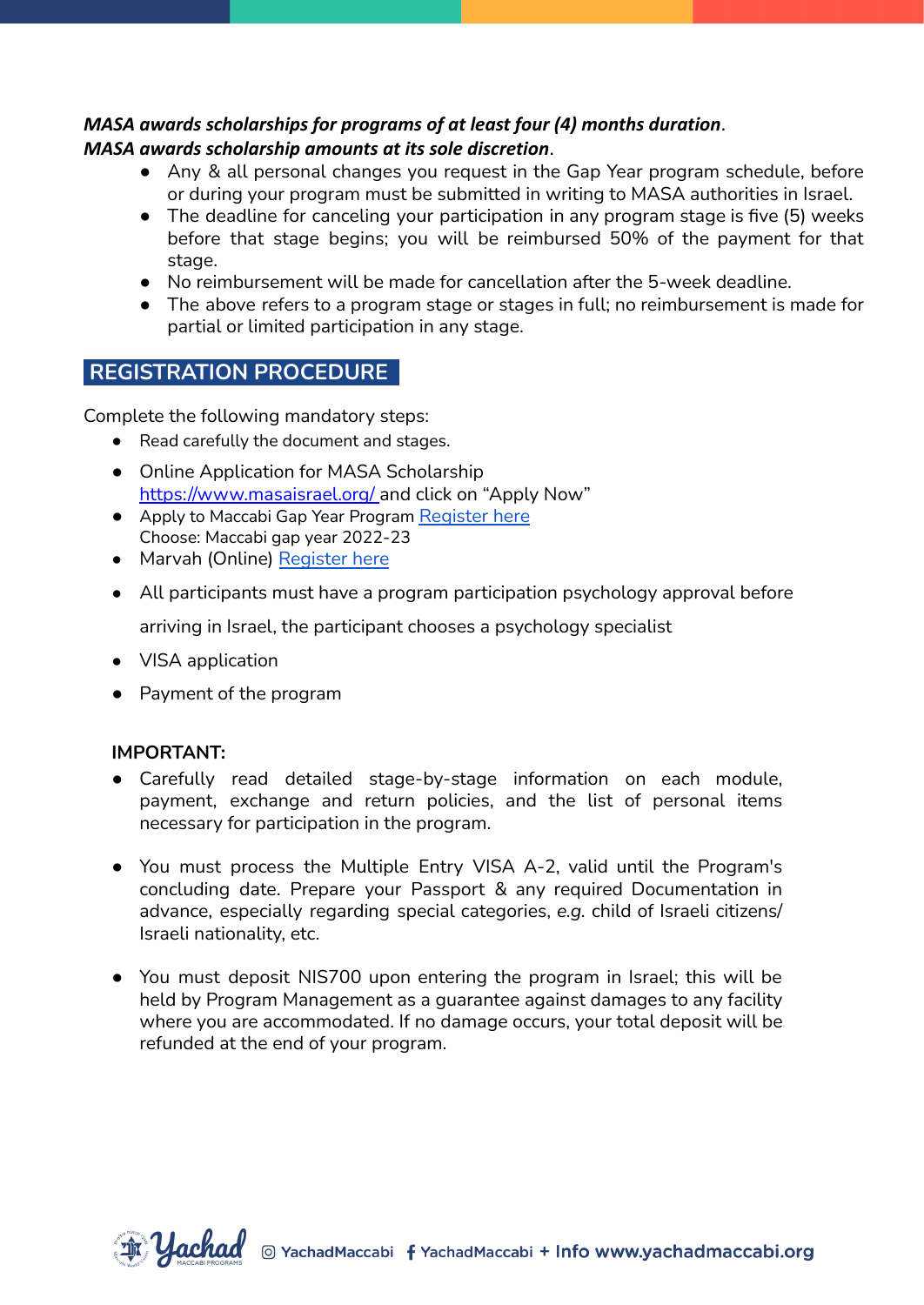***MASA awards scholarships for programs of at least four (4) months duration*.**
***MASA awards scholarship amounts at its sole discretion*.**

- Any & all personal changes you request in the Gap Year program schedule, before or during your program must be submitted in writing to MASA authorities in Israel.
- The deadline for canceling your participation in any program stage is five (5) weeks before that stage begins; you will be reimbursed 50% of the payment for that stage.
- No reimbursement will be made for cancellation after the 5-week deadline.
- The above refers to a program stage or stages in full; no reimbursement is made for partial or limited participation in any stage.

## REGISTRATION PROCEDURE

Complete the following mandatory steps:

- Read carefully the document and stages.
- Online Application for MASA Scholarship https://www.masaisrael.org/ and click on "Apply Now"
- Apply to Maccabi Gap Year Program Register here
  Choose: Maccabi gap year 2022-23
- Marvah (Online) Register here
- All participants must have a program participation psychology approval before arriving in Israel, the participant chooses a psychology specialist
- VISA application
- Payment of the program

**IMPORTANT:**

- Carefully read detailed stage-by-stage information on each module, payment, exchange and return policies, and the list of personal items necessary for participation in the program.
- You must process the Multiple Entry VISA A-2, valid until the Program's concluding date. Prepare your Passport & any required Documentation in advance, especially regarding special categories, *e.g.* child of Israeli citizens/ Israeli nationality, etc.
- You must deposit NIS700 upon entering the program in Israel; this will be held by Program Management as a guarantee against damages to any facility where you are accommodated. If no damage occurs, your total deposit will be refunded at the end of your program.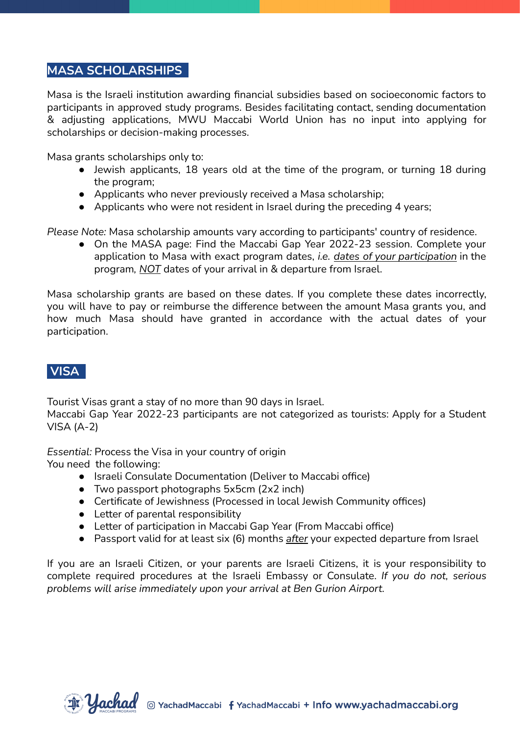## MASA SCHOLARSHIPS

Masa is the Israeli institution awarding financial subsidies based on socioeconomic factors to participants in approved study programs. Besides facilitating contact, sending documentation & adjusting applications, MWU Maccabi World Union has no input into applying for scholarships or decision-making processes.

Masa grants scholarships only to:

- Jewish applicants, 18 years old at the time of the program, or turning 18 during the program;
- Applicants who never previously received a Masa scholarship;
- Applicants who were not resident in Israel during the preceding 4 years;

*Please Note:* Masa scholarship amounts vary according to participants' country of residence.

- On the MASA page: Find the Maccabi Gap Year 2022-23 session. Complete your application to Masa with exact program dates, *i.e.* *dates of your participation* in the program, *NOT* dates of your arrival in & departure from Israel.

Masa scholarship grants are based on these dates. If you complete these dates incorrectly, you will have to pay or reimburse the difference between the amount Masa grants you, and how much Masa should have granted in accordance with the actual dates of your participation.

## VISA

Tourist Visas grant a stay of no more than 90 days in Israel.
Maccabi Gap Year 2022-23 participants are not categorized as tourists: Apply for a Student VISA (A-2)

*Essential:* Process the Visa in your country of origin
You need the following:

- Israeli Consulate Documentation (Deliver to Maccabi office)
- Two passport photographs 5x5cm (2x2 inch)
- Certificate of Jewishness (Processed in local Jewish Community offices)
- Letter of parental responsibility
- Letter of participation in Maccabi Gap Year (From Maccabi office)
- Passport valid for at least six (6) months *after* your expected departure from Israel

If you are an Israeli Citizen, or your parents are Israeli Citizens, it is your responsibility to complete required procedures at the Israeli Embassy or Consulate. *If you do not, serious problems will arise immediately upon your arrival at Ben Gurion Airport.*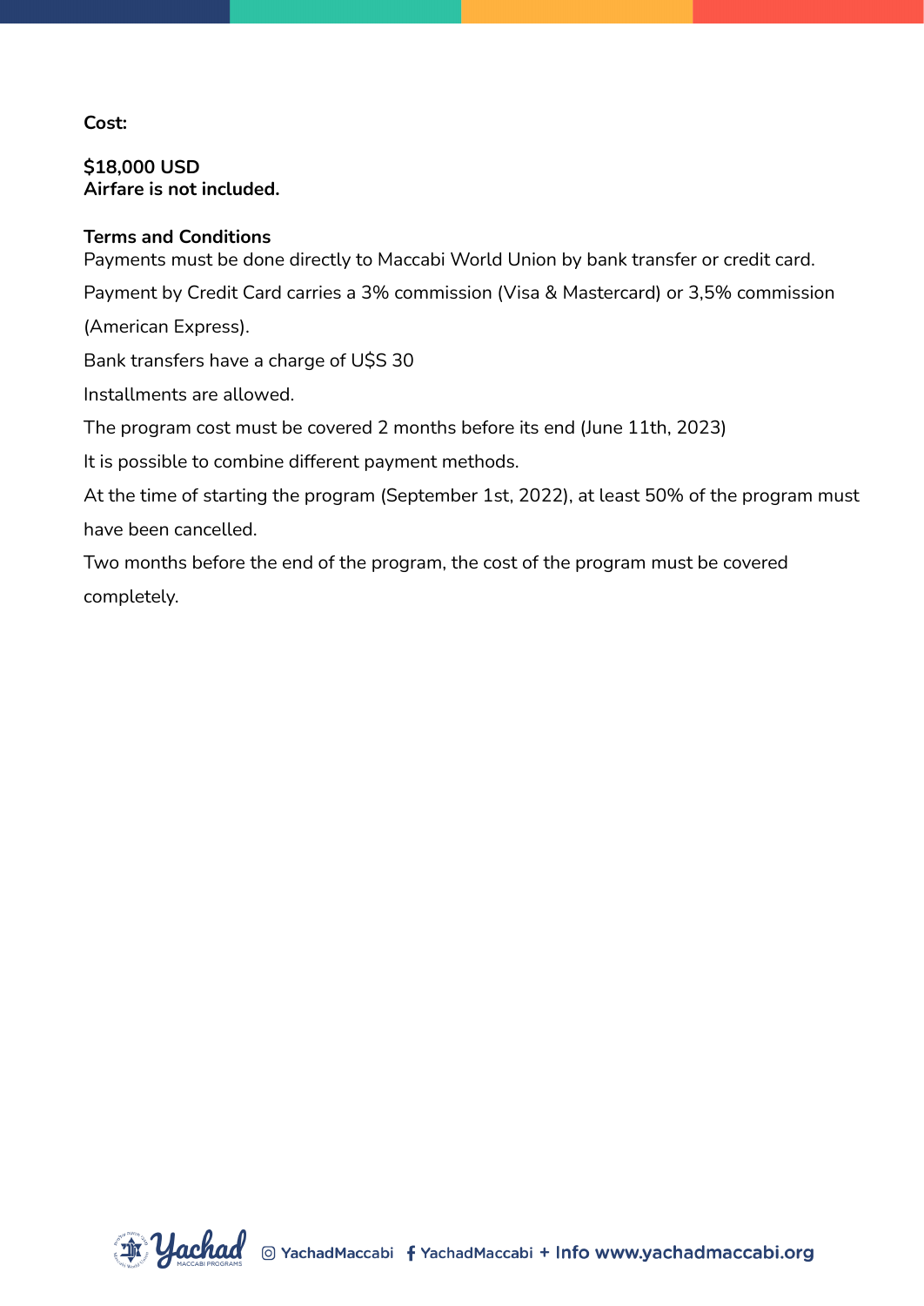**Cost:**

**$18,000 USD**
**Airfare is not included.**

**Terms and Conditions**

Payments must be done directly to Maccabi World Union by bank transfer or credit card.

Payment by Credit Card carries a 3% commission (Visa & Mastercard) or 3,5% commission (American Express).

Bank transfers have a charge of U$S 30

Installments are allowed.

The program cost must be covered 2 months before its end (June 11th, 2023)

It is possible to combine different payment methods.

At the time of starting the program (September 1st, 2022), at least 50% of the program must have been cancelled.

Two months before the end of the program, the cost of the program must be covered completely.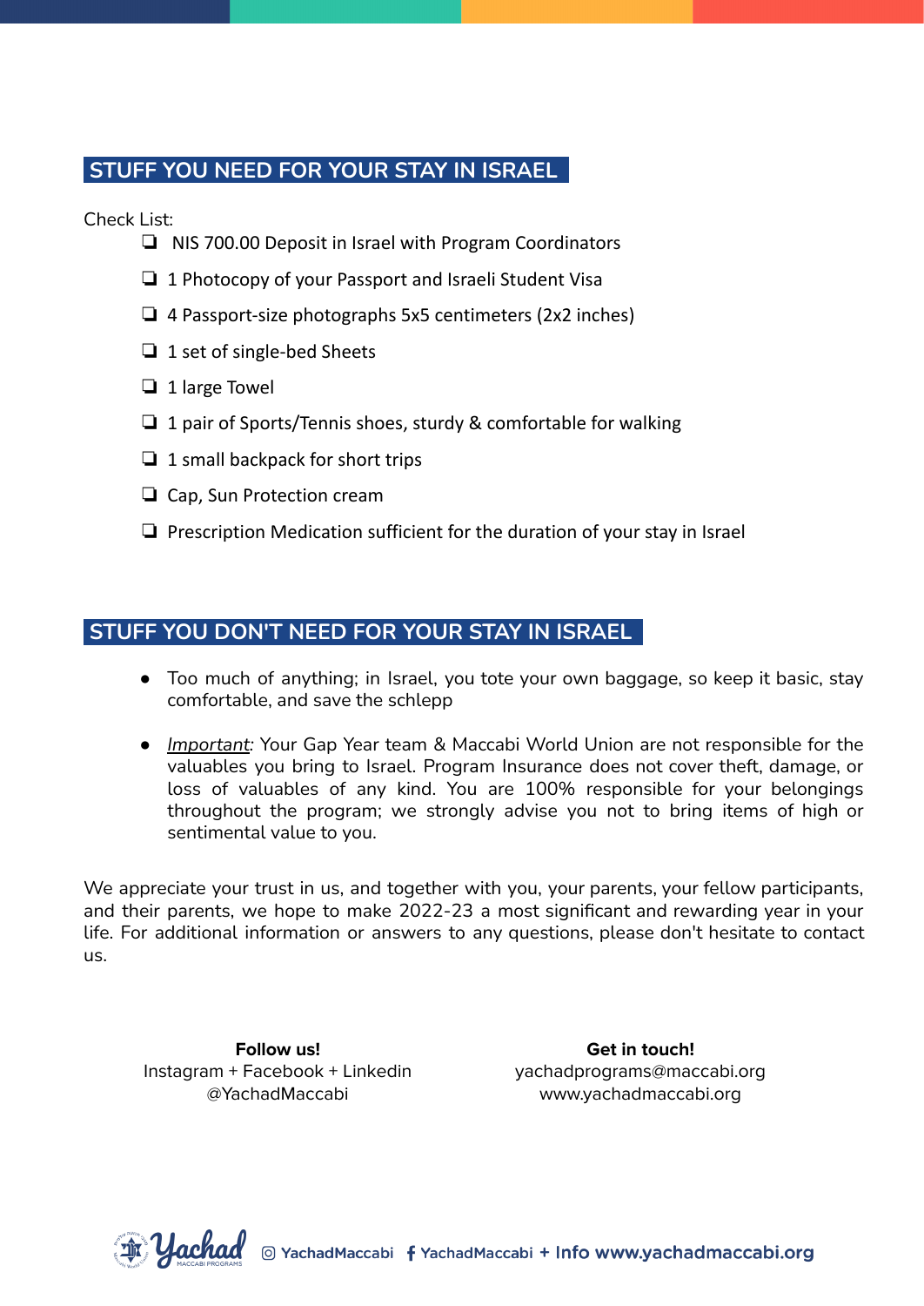## STUFF YOU NEED FOR YOUR STAY IN ISRAEL

Check List:

- ❏ NIS 700.00 Deposit in Israel with Program Coordinators
- ❏ 1 Photocopy of your Passport and Israeli Student Visa
- ❏ 4 Passport-size photographs 5x5 centimeters (2x2 inches)
- ❏ 1 set of single-bed Sheets
- ❏ 1 large Towel
- ❏ 1 pair of Sports/Tennis shoes, sturdy & comfortable for walking
- ❏ 1 small backpack for short trips
- ❏ Cap, Sun Protection cream
- ❏ Prescription Medication sufficient for the duration of your stay in Israel

## STUFF YOU DON'T NEED FOR YOUR STAY IN ISRAEL

- Too much of anything; in Israel, you tote your own baggage, so keep it basic, stay comfortable, and save the schlepp
- *Important*: Your Gap Year team & Maccabi World Union are not responsible for the valuables you bring to Israel. Program Insurance does not cover theft, damage, or loss of valuables of any kind. You are 100% responsible for your belongings throughout the program; we strongly advise you not to bring items of high or sentimental value to you.

We appreciate your trust in us, and together with you, your parents, your fellow participants, and their parents, we hope to make 2022-23 a most significant and rewarding year in your life. For additional information or answers to any questions, please don't hesitate to contact us.

**Follow us!**
Instagram + Facebook + Linkedin
@YachadMaccabi

**Get in touch!**
yachadprograms@maccabi.org
www.yachadmaccabi.org